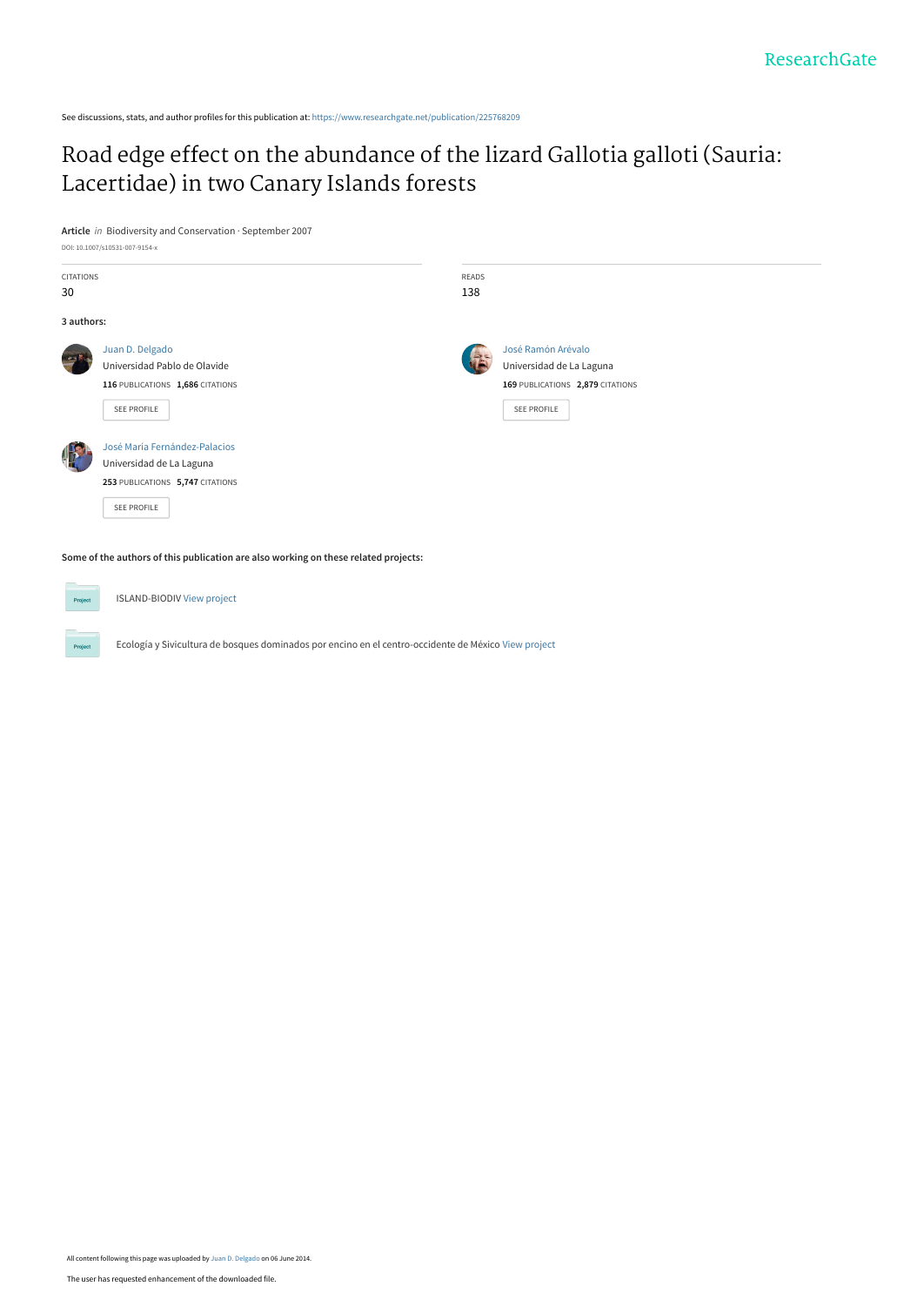See discussions, stats, and author profiles for this publication at: https://www.researchgate.net/publication/225768209

# Road edge effect on the abundance of the lizard Gallotia galloti (Sauria: Lacertidae) in two Canary Islands forests

**Article** *in* Biodiversity and Conservation · September 2007

DOI: 10.1007/s10531-007-9154-x

| CITATIONS | READS |
|---|---|
| 30 | 138 |

**3 authors:**

**Juan D. Delgado**
Universidad Pablo de Olavide
116 PUBLICATIONS 1,686 CITATIONS
SEE PROFILE

**José Ramón Arévalo**
Universidad de La Laguna
169 PUBLICATIONS 2,879 CITATIONS
SEE PROFILE

**José María Fernández-Palacios**
Universidad de La Laguna
253 PUBLICATIONS 5,747 CITATIONS
SEE PROFILE

**Some of the authors of this publication are also working on these related projects:**

- ISLAND-BIODIV View project
- Ecología y Sivicultura de bosques dominados por encino en el centro-occidente de México View project

All content following this page was uploaded by Juan D. Delgado on 06 June 2014.

The user has requested enhancement of the downloaded file.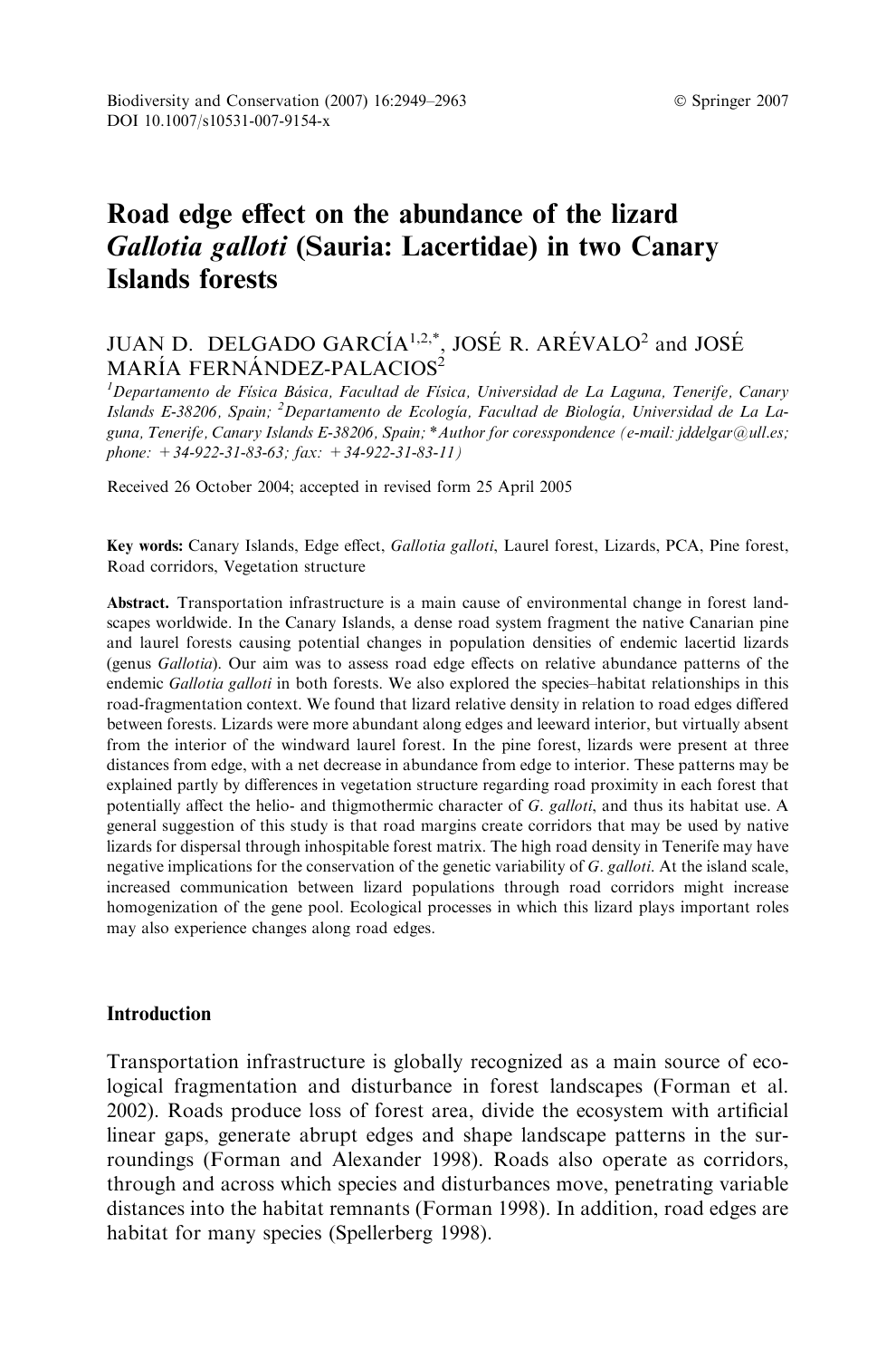Biodiversity and Conservation (2007) 16:2949–2963
DOI 10.1007/s10531-007-9154-x

© Springer 2007

# Road edge effect on the abundance of the lizard *Gallotia galloti* (Sauria: Lacertidae) in two Canary Islands forests

JUAN D. DELGADO GARCÍA[1,2,*], JOSÉ R. ARÉVALO[2] and JOSÉ MARÍA FERNÁNDEZ-PALACIOS[2]

[1]*Departamento de Física Básica, Facultad de Física, Universidad de La Laguna, Tenerife, Canary Islands E-38206, Spain;* [2]*Departamento de Ecología, Facultad de Biología, Universidad de La Laguna, Tenerife, Canary Islands E-38206, Spain;* \**Author for coresspondence (e-mail: jddelgar@ull.es; phone: +34-922-31-83-63; fax: +34-922-31-83-11)*

Received 26 October 2004; accepted in revised form 25 April 2005

**Key words:** Canary Islands, Edge effect, *Gallotia galloti*, Laurel forest, Lizards, PCA, Pine forest, Road corridors, Vegetation structure

**Abstract.** Transportation infrastructure is a main cause of environmental change in forest landscapes worldwide. In the Canary Islands, a dense road system fragment the native Canarian pine and laurel forests causing potential changes in population densities of endemic lacertid lizards (genus *Gallotia*). Our aim was to assess road edge effects on relative abundance patterns of the endemic *Gallotia galloti* in both forests. We also explored the species–habitat relationships in this road-fragmentation context. We found that lizard relative density in relation to road edges differed between forests. Lizards were more abundant along edges and leeward interior, but virtually absent from the interior of the windward laurel forest. In the pine forest, lizards were present at three distances from edge, with a net decrease in abundance from edge to interior. These patterns may be explained partly by differences in vegetation structure regarding road proximity in each forest that potentially affect the helio- and thigmothermic character of *G. galloti*, and thus its habitat use. A general suggestion of this study is that road margins create corridors that may be used by native lizards for dispersal through inhospitable forest matrix. The high road density in Tenerife may have negative implications for the conservation of the genetic variability of *G. galloti*. At the island scale, increased communication between lizard populations through road corridors might increase homogenization of the gene pool. Ecological processes in which this lizard plays important roles may also experience changes along road edges.

## Introduction

Transportation infrastructure is globally recognized as a main source of ecological fragmentation and disturbance in forest landscapes (Forman et al. 2002). Roads produce loss of forest area, divide the ecosystem with artificial linear gaps, generate abrupt edges and shape landscape patterns in the surroundings (Forman and Alexander 1998). Roads also operate as corridors, through and across which species and disturbances move, penetrating variable distances into the habitat remnants (Forman 1998). In addition, road edges are habitat for many species (Spellerberg 1998).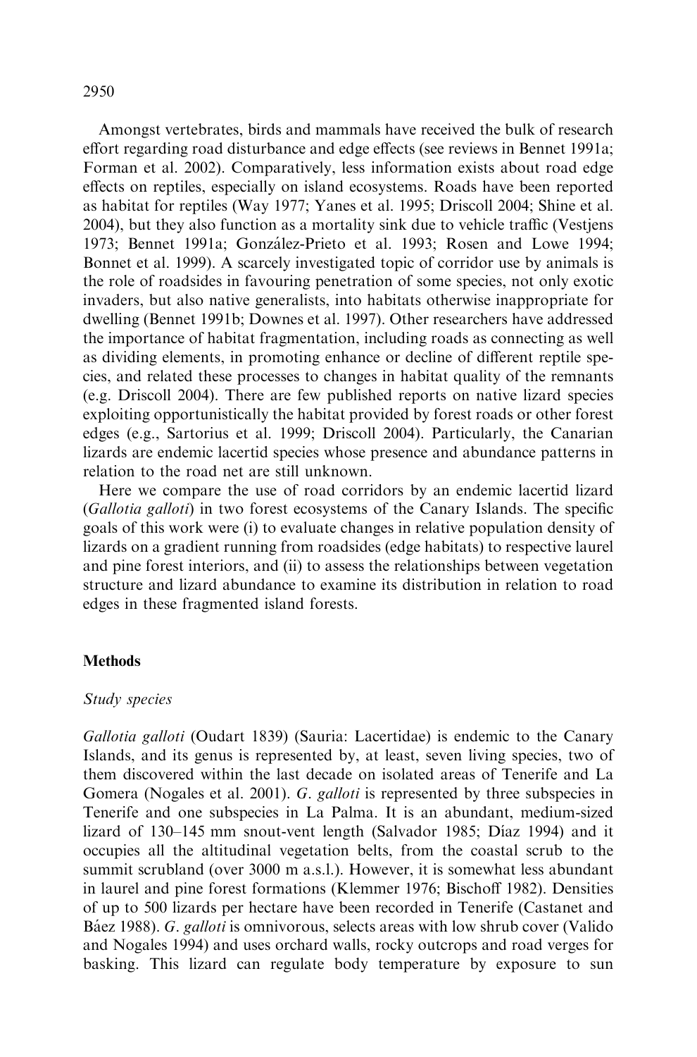Amongst vertebrates, birds and mammals have received the bulk of research effort regarding road disturbance and edge effects (see reviews in Bennet 1991a; Forman et al. 2002). Comparatively, less information exists about road edge effects on reptiles, especially on island ecosystems. Roads have been reported as habitat for reptiles (Way 1977; Yanes et al. 1995; Driscoll 2004; Shine et al. 2004), but they also function as a mortality sink due to vehicle traffic (Vestjens 1973; Bennet 1991a; González-Prieto et al. 1993; Rosen and Lowe 1994; Bonnet et al. 1999). A scarcely investigated topic of corridor use by animals is the role of roadsides in favouring penetration of some species, not only exotic invaders, but also native generalists, into habitats otherwise inappropriate for dwelling (Bennet 1991b; Downes et al. 1997). Other researchers have addressed the importance of habitat fragmentation, including roads as connecting as well as dividing elements, in promoting enhance or decline of different reptile species, and related these processes to changes in habitat quality of the remnants (e.g. Driscoll 2004). There are few published reports on native lizard species exploiting opportunistically the habitat provided by forest roads or other forest edges (e.g., Sartorius et al. 1999; Driscoll 2004). Particularly, the Canarian lizards are endemic lacertid species whose presence and abundance patterns in relation to the road net are still unknown.

Here we compare the use of road corridors by an endemic lacertid lizard (*Gallotia galloti*) in two forest ecosystems of the Canary Islands. The specific goals of this work were (i) to evaluate changes in relative population density of lizards on a gradient running from roadsides (edge habitats) to respective laurel and pine forest interiors, and (ii) to assess the relationships between vegetation structure and lizard abundance to examine its distribution in relation to road edges in these fragmented island forests.

## Methods

### *Study species*

*Gallotia galloti* (Oudart 1839) (Sauria: Lacertidae) is endemic to the Canary Islands, and its genus is represented by, at least, seven living species, two of them discovered within the last decade on isolated areas of Tenerife and La Gomera (Nogales et al. 2001). *G. galloti* is represented by three subspecies in Tenerife and one subspecies in La Palma. It is an abundant, medium-sized lizard of 130–145 mm snout-vent length (Salvador 1985; Díaz 1994) and it occupies all the altitudinal vegetation belts, from the coastal scrub to the summit scrubland (over 3000 m a.s.l.). However, it is somewhat less abundant in laurel and pine forest formations (Klemmer 1976; Bischoff 1982). Densities of up to 500 lizards per hectare have been recorded in Tenerife (Castanet and Báez 1988). *G. galloti* is omnivorous, selects areas with low shrub cover (Valido and Nogales 1994) and uses orchard walls, rocky outcrops and road verges for basking. This lizard can regulate body temperature by exposure to sun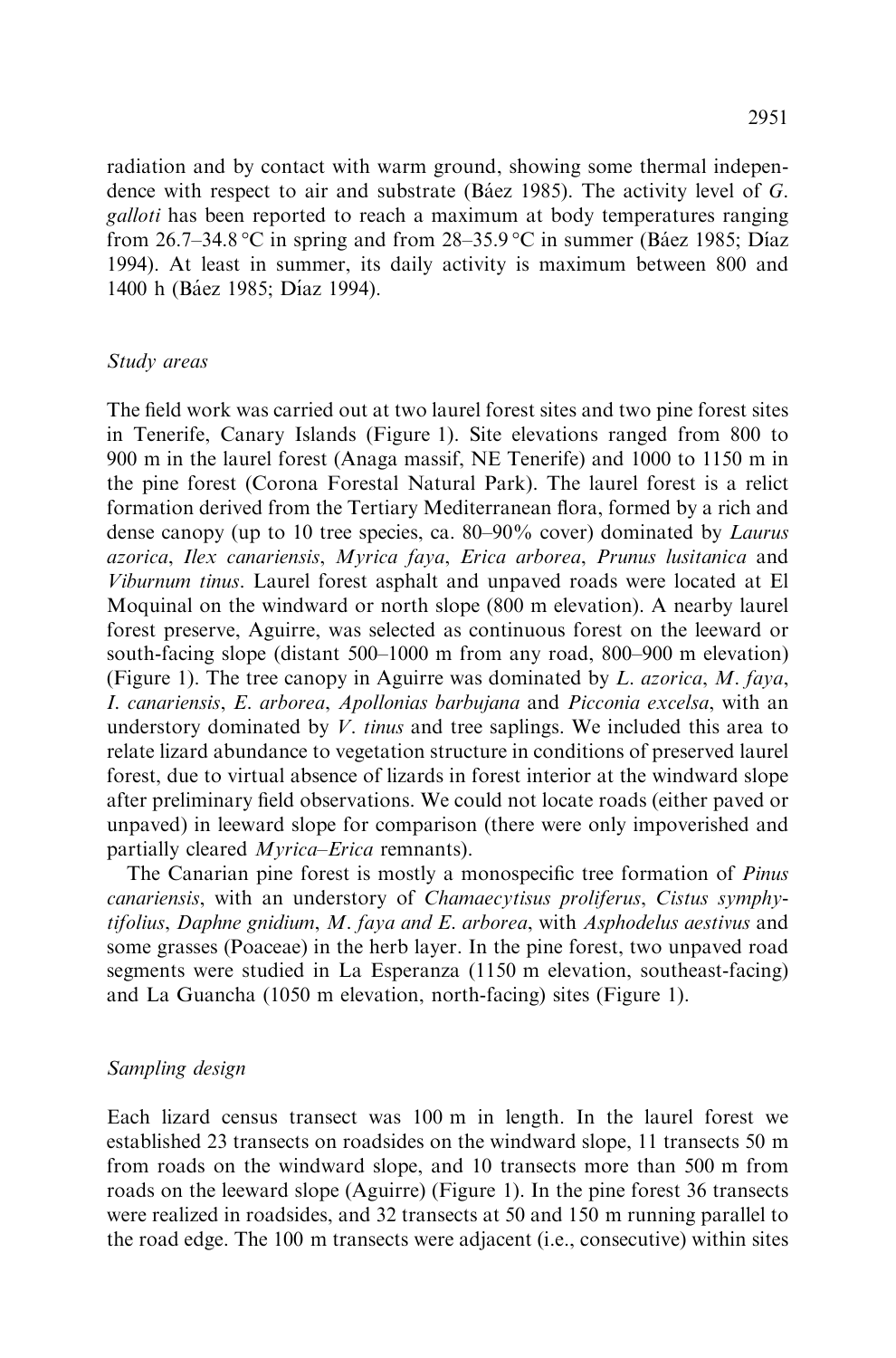radiation and by contact with warm ground, showing some thermal independence with respect to air and substrate (Báez 1985). The activity level of *G. galloti* has been reported to reach a maximum at body temperatures ranging from 26.7–34.8 °C in spring and from 28–35.9 °C in summer (Báez 1985; Díaz 1994). At least in summer, its daily activity is maximum between 800 and 1400 h (Báez 1985; Díaz 1994).

### *Study areas*

The field work was carried out at two laurel forest sites and two pine forest sites in Tenerife, Canary Islands (Figure 1). Site elevations ranged from 800 to 900 m in the laurel forest (Anaga massif, NE Tenerife) and 1000 to 1150 m in the pine forest (Corona Forestal Natural Park). The laurel forest is a relict formation derived from the Tertiary Mediterranean flora, formed by a rich and dense canopy (up to 10 tree species, ca. 80–90% cover) dominated by *Laurus azorica*, *Ilex canariensis*, *Myrica faya*, *Erica arborea*, *Prunus lusitanica* and *Viburnum tinus*. Laurel forest asphalt and unpaved roads were located at El Moquinal on the windward or north slope (800 m elevation). A nearby laurel forest preserve, Aguirre, was selected as continuous forest on the leeward or south-facing slope (distant 500–1000 m from any road, 800–900 m elevation) (Figure 1). The tree canopy in Aguirre was dominated by *L. azorica*, *M. faya*, *I. canariensis*, *E. arborea*, *Apollonias barbujana* and *Picconia excelsa*, with an understory dominated by *V. tinus* and tree saplings. We included this area to relate lizard abundance to vegetation structure in conditions of preserved laurel forest, due to virtual absence of lizards in forest interior at the windward slope after preliminary field observations. We could not locate roads (either paved or unpaved) in leeward slope for comparison (there were only impoverished and partially cleared *Myrica–Erica* remnants).

The Canarian pine forest is mostly a monospecific tree formation of *Pinus canariensis*, with an understory of *Chamaecytisus proliferus*, *Cistus symphytifolius*, *Daphne gnidium*, *M. faya and E. arborea*, with *Asphodelus aestivus* and some grasses (Poaceae) in the herb layer. In the pine forest, two unpaved road segments were studied in La Esperanza (1150 m elevation, southeast-facing) and La Guancha (1050 m elevation, north-facing) sites (Figure 1).

### *Sampling design*

Each lizard census transect was 100 m in length. In the laurel forest we established 23 transects on roadsides on the windward slope, 11 transects 50 m from roads on the windward slope, and 10 transects more than 500 m from roads on the leeward slope (Aguirre) (Figure 1). In the pine forest 36 transects were realized in roadsides, and 32 transects at 50 and 150 m running parallel to the road edge. The 100 m transects were adjacent (i.e., consecutive) within sites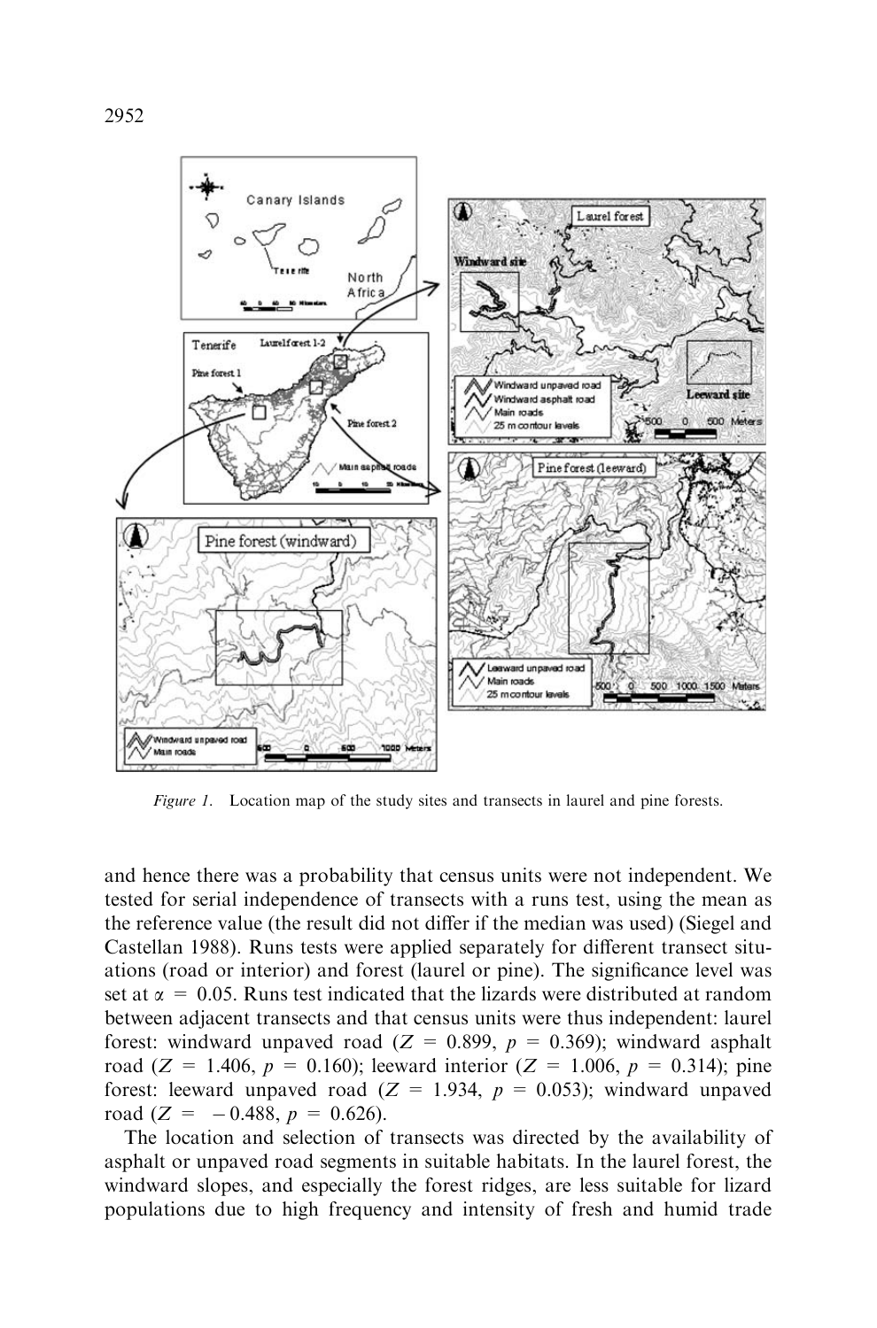*Figure 1.* Location map of the study sites and transects in laurel and pine forests.

and hence there was a probability that census units were not independent. We tested for serial independence of transects with a runs test, using the mean as the reference value (the result did not differ if the median was used) (Siegel and Castellan 1988). Runs tests were applied separately for different transect situations (road or interior) and forest (laurel or pine). The significance level was set at $\alpha = 0.05$. Runs test indicated that the lizards were distributed at random between adjacent transects and that census units were thus independent: laurel forest: windward unpaved road ($Z = 0.899$, $p = 0.369$); windward asphalt road ($Z = 1.406$, $p = 0.160$); leeward interior ($Z = 1.006$, $p = 0.314$); pine forest: leeward unpaved road ($Z = 1.934$, $p = 0.053$); windward unpaved road ($Z = -0.488$, $p = 0.626$).

The location and selection of transects was directed by the availability of asphalt or unpaved road segments in suitable habitats. In the laurel forest, the windward slopes, and especially the forest ridges, are less suitable for lizard populations due to high frequency and intensity of fresh and humid trade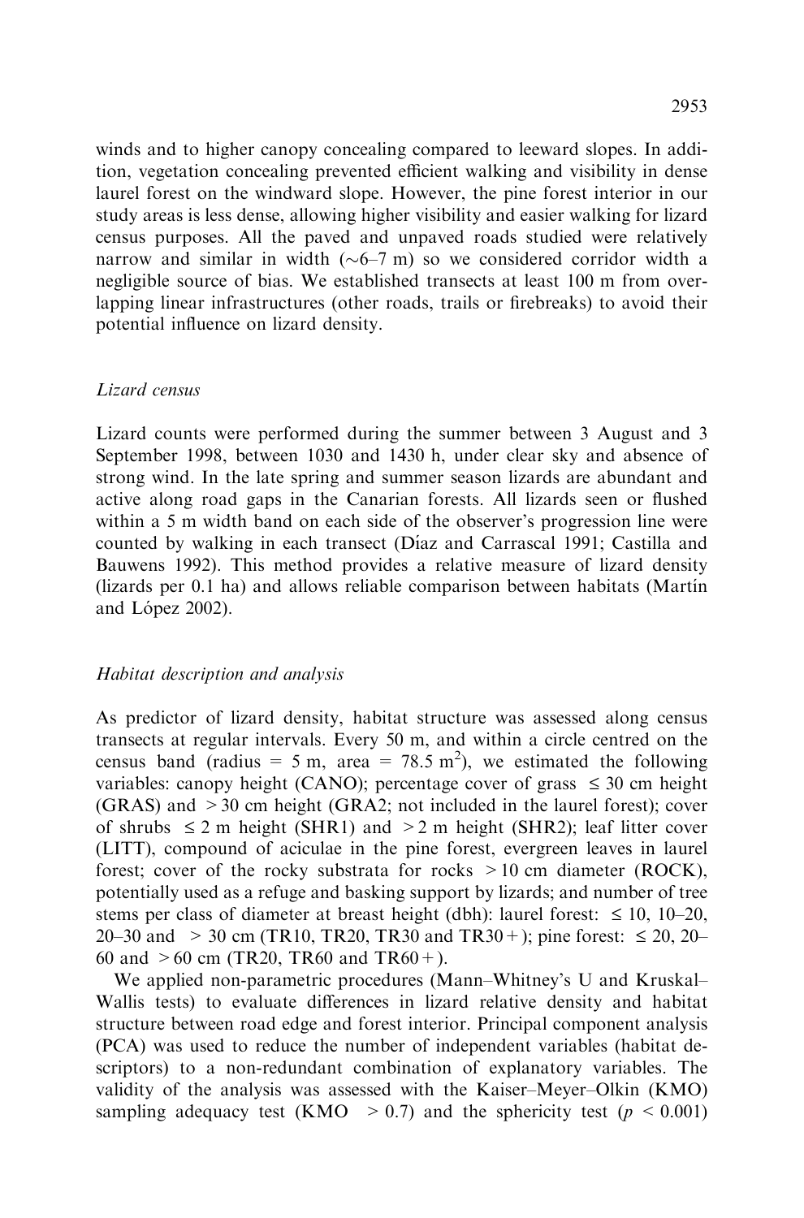winds and to higher canopy concealing compared to leeward slopes. In addition, vegetation concealing prevented efficient walking and visibility in dense laurel forest on the windward slope. However, the pine forest interior in our study areas is less dense, allowing higher visibility and easier walking for lizard census purposes. All the paved and unpaved roads studied were relatively narrow and similar in width (~6–7 m) so we considered corridor width a negligible source of bias. We established transects at least 100 m from overlapping linear infrastructures (other roads, trails or firebreaks) to avoid their potential influence on lizard density.

### *Lizard census*

Lizard counts were performed during the summer between 3 August and 3 September 1998, between 1030 and 1430 h, under clear sky and absence of strong wind. In the late spring and summer season lizards are abundant and active along road gaps in the Canarian forests. All lizards seen or flushed within a 5 m width band on each side of the observer's progression line were counted by walking in each transect (Díaz and Carrascal 1991; Castilla and Bauwens 1992). This method provides a relative measure of lizard density (lizards per 0.1 ha) and allows reliable comparison between habitats (Martín and López 2002).

### *Habitat description and analysis*

As predictor of lizard density, habitat structure was assessed along census transects at regular intervals. Every 50 m, and within a circle centred on the census band (radius = 5 m, area = 78.5 $m^2$), we estimated the following variables: canopy height (CANO); percentage cover of grass $\leq 30$ cm height (GRAS) and $> 30$ cm height (GRA2; not included in the laurel forest); cover of shrubs $\leq 2$ m height (SHR1) and $> 2$ m height (SHR2); leaf litter cover (LITT), compound of aciculae in the pine forest, evergreen leaves in laurel forest; cover of the rocky substrata for rocks $> 10$ cm diameter (ROCK), potentially used as a refuge and basking support by lizards; and number of tree stems per class of diameter at breast height (dbh): laurel forest: $\leq 10$, 10–20, 20–30 and $> 30$ cm (TR10, TR20, TR30 and TR30+); pine forest: $\leq 20$, 20–60 and $> 60$ cm (TR20, TR60 and TR60+).

We applied non-parametric procedures (Mann–Whitney's U and Kruskal–Wallis tests) to evaluate differences in lizard relative density and habitat structure between road edge and forest interior. Principal component analysis (PCA) was used to reduce the number of independent variables (habitat descriptors) to a non-redundant combination of explanatory variables. The validity of the analysis was assessed with the Kaiser–Meyer–Olkin (KMO) sampling adequacy test (KMO $> 0.7$) and the sphericity test ($p < 0.001$)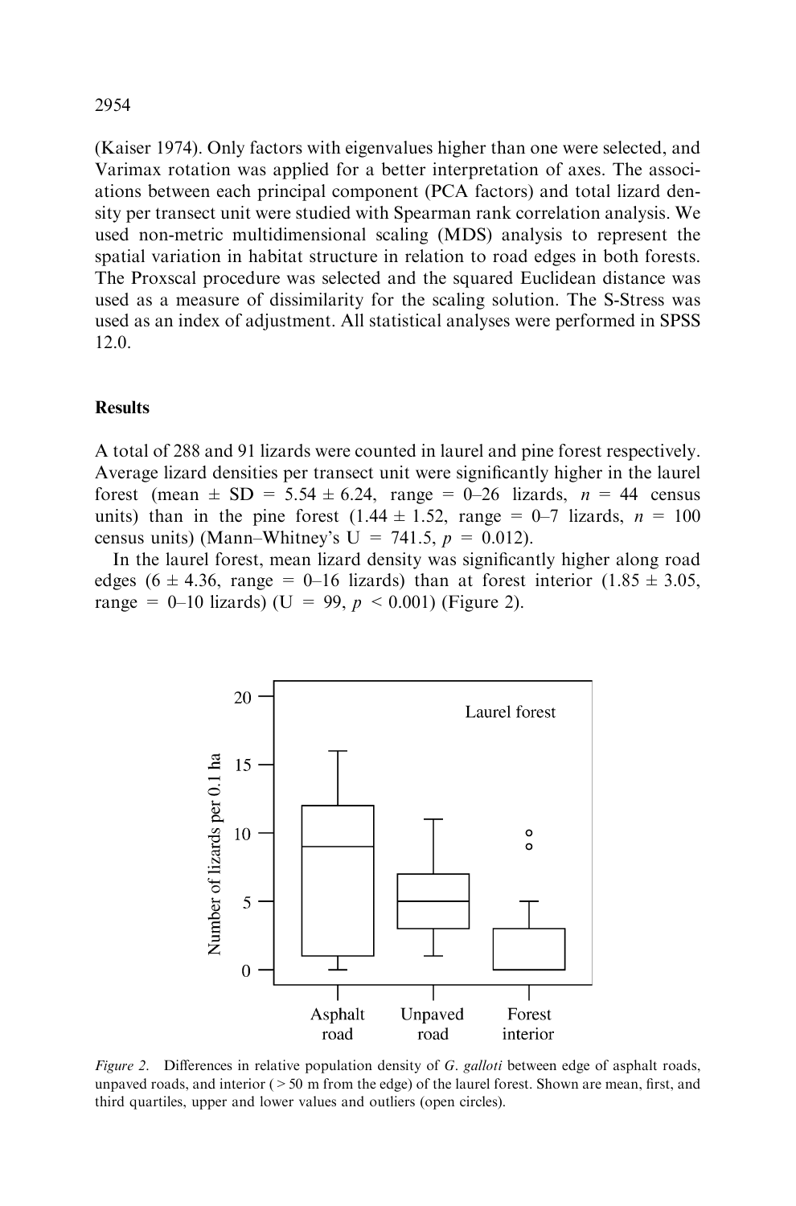(Kaiser 1974). Only factors with eigenvalues higher than one were selected, and Varimax rotation was applied for a better interpretation of axes. The associations between each principal component (PCA factors) and total lizard density per transect unit were studied with Spearman rank correlation analysis. We used non-metric multidimensional scaling (MDS) analysis to represent the spatial variation in habitat structure in relation to road edges in both forests. The Proxscal procedure was selected and the squared Euclidean distance was used as a measure of dissimilarity for the scaling solution. The S-Stress was used as an index of adjustment. All statistical analyses were performed in SPSS 12.0.

## Results

A total of 288 and 91 lizards were counted in laurel and pine forest respectively. Average lizard densities per transect unit were significantly higher in the laurel forest (mean $\pm$ SD = $5.54 \pm 6.24$, range = 0–26 lizards, $n = 44$ census units) than in the pine forest ($1.44 \pm 1.52$, range = 0–7 lizards, $n = 100$ census units) (Mann–Whitney's U = 741.5, $p = 0.012$).

In the laurel forest, mean lizard density was significantly higher along road edges ($6 \pm 4.36$, range = 0–16 lizards) than at forest interior ($1.85 \pm 3.05$, range = 0–10 lizards) (U = 99, $p < 0.001$) (Figure 2).

*Figure 2.* Differences in relative population density of *G. galloti* between edge of asphalt roads, unpaved roads, and interior (> 50 m from the edge) of the laurel forest. Shown are mean, first, and third quartiles, upper and lower values and outliers (open circles).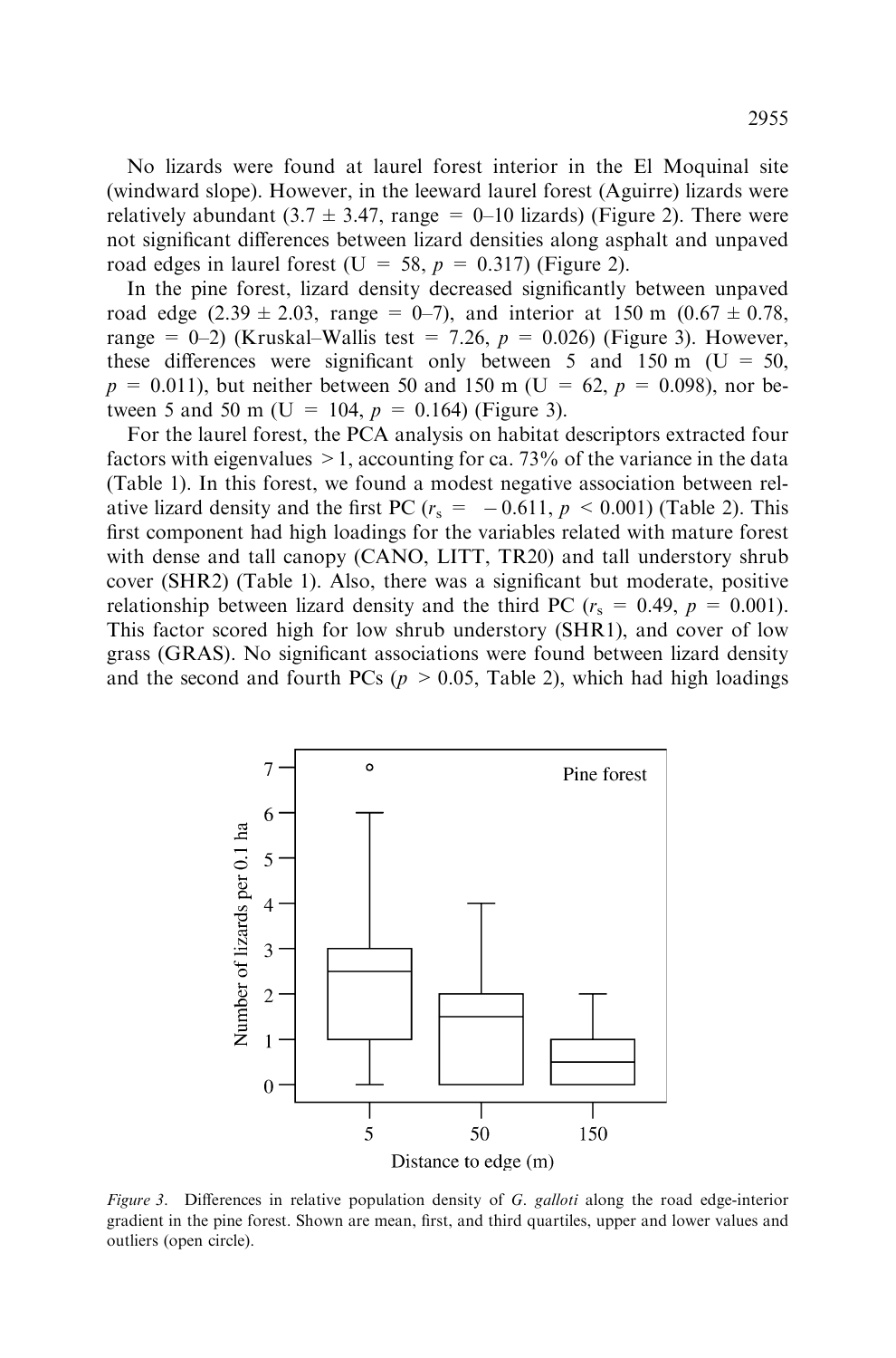No lizards were found at laurel forest interior in the El Moquinal site (windward slope). However, in the leeward laurel forest (Aguirre) lizards were relatively abundant (3.7 ± 3.47, range = 0–10 lizards) (Figure 2). There were not significant differences between lizard densities along asphalt and unpaved road edges in laurel forest (U = 58, $p = 0.317$) (Figure 2).

In the pine forest, lizard density decreased significantly between unpaved road edge (2.39 ± 2.03, range = 0–7), and interior at 150 m (0.67 ± 0.78, range = 0–2) (Kruskal–Wallis test = 7.26, $p = 0.026$) (Figure 3). However, these differences were significant only between 5 and 150 m (U = 50, $p = 0.011$), but neither between 50 and 150 m (U = 62, $p = 0.098$), nor between 5 and 50 m (U = 104, $p = 0.164$) (Figure 3).

For the laurel forest, the PCA analysis on habitat descriptors extracted four factors with eigenvalues > 1, accounting for ca. 73% of the variance in the data (Table 1). In this forest, we found a modest negative association between relative lizard density and the first PC ($r_s = -0.611$, $p < 0.001$) (Table 2). This first component had high loadings for the variables related with mature forest with dense and tall canopy (CANO, LITT, TR20) and tall understory shrub cover (SHR2) (Table 1). Also, there was a significant but moderate, positive relationship between lizard density and the third PC ($r_s = 0.49$, $p = 0.001$). This factor scored high for low shrub understory (SHR1), and cover of low grass (GRAS). No significant associations were found between lizard density and the second and fourth PCs ($p > 0.05$, Table 2), which had high loadings

*Figure 3.* Differences in relative population density of *G. galloti* along the road edge-interior gradient in the pine forest. Shown are mean, first, and third quartiles, upper and lower values and outliers (open circle).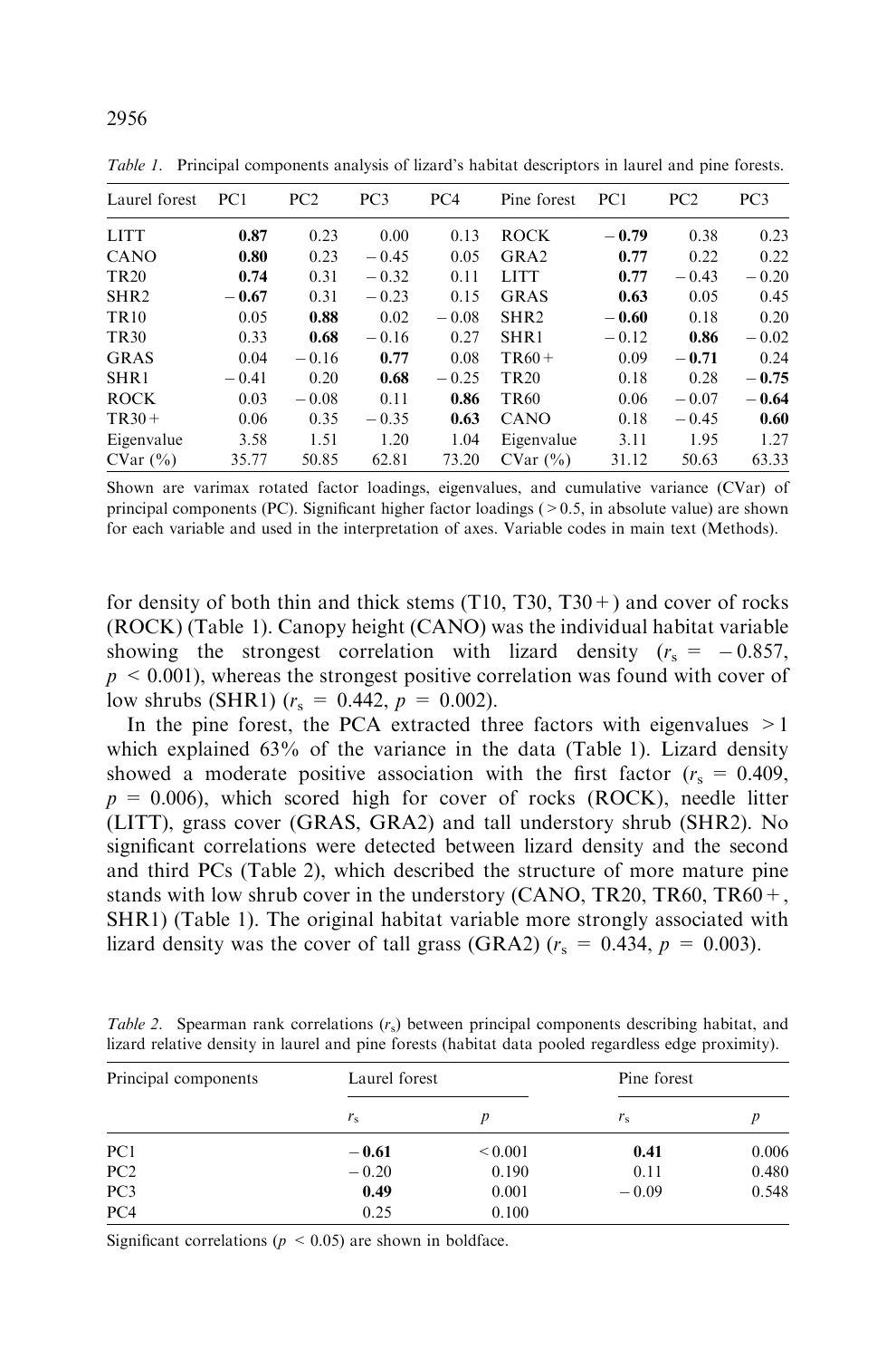*Table 1.* Principal components analysis of lizard's habitat descriptors in laurel and pine forests.

| Laurel forest | PC1 | PC2 | PC3 | PC4 | Pine forest | PC1 | PC2 | PC3 |
|---|---|---|---|---|---|---|---|---|
| LITT | **0.87** | 0.23 | 0.00 | 0.13 | ROCK | **−0.79** | 0.38 | 0.23 |
| CANO | **0.80** | 0.23 | −0.45 | 0.05 | GRA2 | **0.77** | 0.22 | 0.22 |
| TR20 | **0.74** | 0.31 | −0.32 | 0.11 | LITT | **0.77** | −0.43 | −0.20 |
| SHR2 | **−0.67** | 0.31 | −0.23 | 0.15 | GRAS | **0.63** | 0.05 | 0.45 |
| TR10 | 0.05 | **0.88** | 0.02 | −0.08 | SHR2 | **−0.60** | 0.18 | 0.20 |
| TR30 | 0.33 | **0.68** | −0.16 | 0.27 | SHR1 | −0.12 | **0.86** | −0.02 |
| GRAS | 0.04 | −0.16 | **0.77** | 0.08 | TR60+ | 0.09 | **−0.71** | 0.24 |
| SHR1 | −0.41 | 0.20 | **0.68** | −0.25 | TR20 | 0.18 | 0.28 | **−0.75** |
| ROCK | 0.03 | −0.08 | 0.11 | **0.86** | TR60 | 0.06 | −0.07 | **−0.64** |
| TR30+ | 0.06 | 0.35 | −0.35 | **0.63** | CANO | 0.18 | −0.45 | **0.60** |
| Eigenvalue | 3.58 | 1.51 | 1.20 | 1.04 | Eigenvalue | 3.11 | 1.95 | 1.27 |
| CVar (%) | 35.77 | 50.85 | 62.81 | 73.20 | CVar (%) | 31.12 | 50.63 | 63.33 |

Shown are varimax rotated factor loadings, eigenvalues, and cumulative variance (CVar) of principal components (PC). Significant higher factor loadings (> 0.5, in absolute value) are shown for each variable and used in the interpretation of axes. Variable codes in main text (Methods).

for density of both thin and thick stems (T10, T30, T30+) and cover of rocks (ROCK) (Table 1). Canopy height (CANO) was the individual habitat variable showing the strongest correlation with lizard density ($r_s = -0.857$, $p < 0.001$), whereas the strongest positive correlation was found with cover of low shrubs (SHR1) ($r_s = 0.442$, $p = 0.002$).

In the pine forest, the PCA extracted three factors with eigenvalues > 1 which explained 63% of the variance in the data (Table 1). Lizard density showed a moderate positive association with the first factor ($r_s = 0.409$, $p = 0.006$), which scored high for cover of rocks (ROCK), needle litter (LITT), grass cover (GRAS, GRA2) and tall understory shrub (SHR2). No significant correlations were detected between lizard density and the second and third PCs (Table 2), which described the structure of more mature pine stands with low shrub cover in the understory (CANO, TR20, TR60, TR60+, SHR1) (Table 1). The original habitat variable more strongly associated with lizard density was the cover of tall grass (GRA2) ($r_s = 0.434$, $p = 0.003$).

*Table 2.* Spearman rank correlations ($r_s$) between principal components describing habitat, and lizard relative density in laurel and pine forests (habitat data pooled regardless edge proximity).

| Principal components | Laurel forest | | Pine forest | |
|---|---|---|---|---|
| | $r_s$ | $p$ | $r_s$ | $p$ |
| PC1 | **−0.61** | < 0.001 | **0.41** | 0.006 |
| PC2 | −0.20 | 0.190 | 0.11 | 0.480 |
| PC3 | **0.49** | 0.001 | −0.09 | 0.548 |
| PC4 | 0.25 | 0.100 | | |

Significant correlations ($p < 0.05$) are shown in boldface.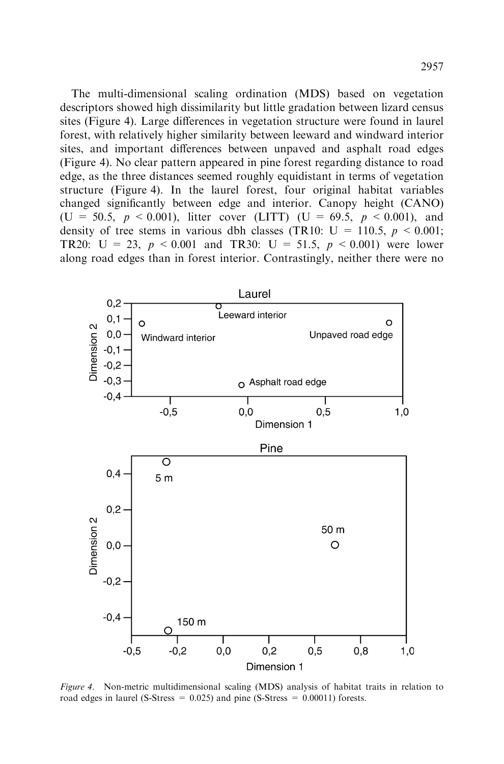The multi-dimensional scaling ordination (MDS) based on vegetation descriptors showed high dissimilarity but little gradation between lizard census sites (Figure 4). Large differences in vegetation structure were found in laurel forest, with relatively higher similarity between leeward and windward interior sites, and important differences between unpaved and asphalt road edges (Figure 4). No clear pattern appeared in pine forest regarding distance to road edge, as the three distances seemed roughly equidistant in terms of vegetation structure (Figure 4). In the laurel forest, four original habitat variables changed significantly between edge and interior. Canopy height (CANO) ($U = 50.5$, $p < 0.001$), litter cover (LITT) ($U = 69.5$, $p < 0.001$), and density of tree stems in various dbh classes (TR10: $U = 110.5$, $p < 0.001$; TR20: $U = 23$, $p < 0.001$ and TR30: $U = 51.5$, $p < 0.001$) were lower along road edges than in forest interior. Contrastingly, neither there were no

*Figure 4*. Non-metric multidimensional scaling (MDS) analysis of habitat traits in relation to road edges in laurel (S-Stress = 0.025) and pine (S-Stress = 0.00011) forests.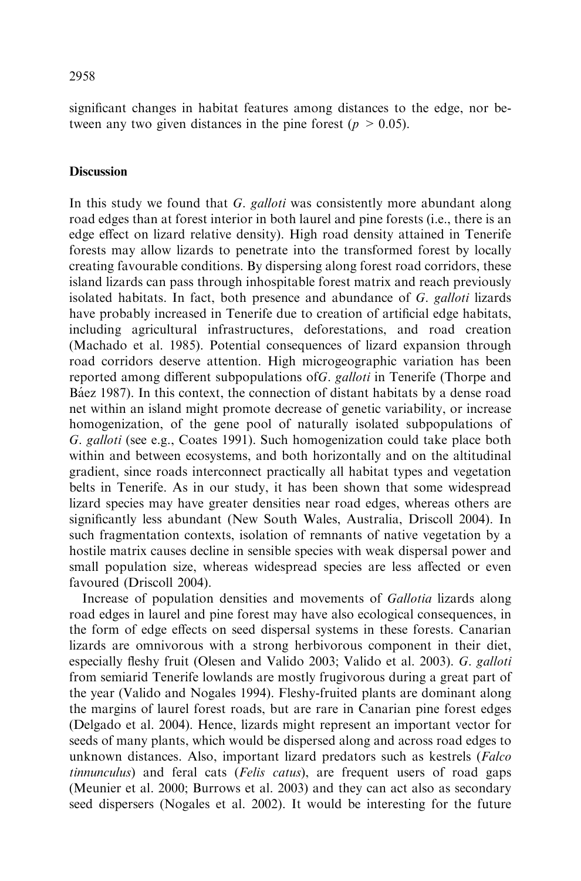significant changes in habitat features among distances to the edge, nor between any two given distances in the pine forest ($p > 0.05$).

## Discussion

In this study we found that *G. galloti* was consistently more abundant along road edges than at forest interior in both laurel and pine forests (i.e., there is an edge effect on lizard relative density). High road density attained in Tenerife forests may allow lizards to penetrate into the transformed forest by locally creating favourable conditions. By dispersing along forest road corridors, these island lizards can pass through inhospitable forest matrix and reach previously isolated habitats. In fact, both presence and abundance of *G. galloti* lizards have probably increased in Tenerife due to creation of artificial edge habitats, including agricultural infrastructures, deforestations, and road creation (Machado et al. 1985). Potential consequences of lizard expansion through road corridors deserve attention. High microgeographic variation has been reported among different subpopulations of*G. galloti* in Tenerife (Thorpe and Báez 1987). In this context, the connection of distant habitats by a dense road net within an island might promote decrease of genetic variability, or increase homogenization, of the gene pool of naturally isolated subpopulations of *G. galloti* (see e.g., Coates 1991). Such homogenization could take place both within and between ecosystems, and both horizontally and on the altitudinal gradient, since roads interconnect practically all habitat types and vegetation belts in Tenerife. As in our study, it has been shown that some widespread lizard species may have greater densities near road edges, whereas others are significantly less abundant (New South Wales, Australia, Driscoll 2004). In such fragmentation contexts, isolation of remnants of native vegetation by a hostile matrix causes decline in sensible species with weak dispersal power and small population size, whereas widespread species are less affected or even favoured (Driscoll 2004).

Increase of population densities and movements of *Gallotia* lizards along road edges in laurel and pine forest may have also ecological consequences, in the form of edge effects on seed dispersal systems in these forests. Canarian lizards are omnivorous with a strong herbivorous component in their diet, especially fleshy fruit (Olesen and Valido 2003; Valido et al. 2003). *G. galloti* from semiarid Tenerife lowlands are mostly frugivorous during a great part of the year (Valido and Nogales 1994). Fleshy-fruited plants are dominant along the margins of laurel forest roads, but are rare in Canarian pine forest edges (Delgado et al. 2004). Hence, lizards might represent an important vector for seeds of many plants, which would be dispersed along and across road edges to unknown distances. Also, important lizard predators such as kestrels (*Falco tinnunculus*) and feral cats (*Felis catus*), are frequent users of road gaps (Meunier et al. 2000; Burrows et al. 2003) and they can act also as secondary seed dispersers (Nogales et al. 2002). It would be interesting for the future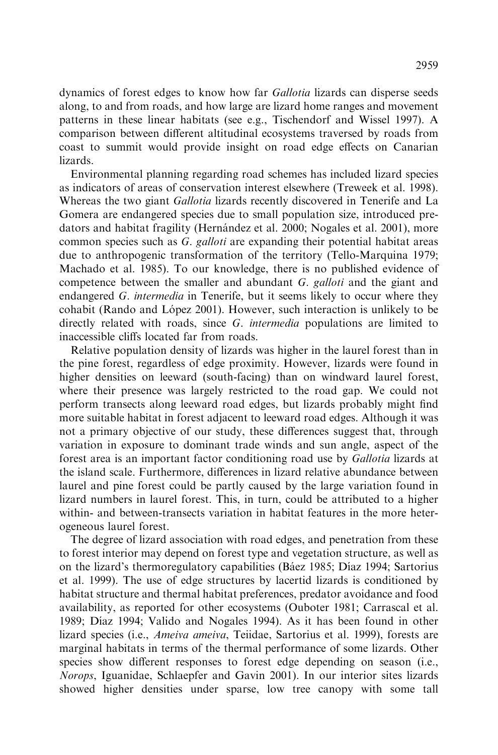dynamics of forest edges to know how far *Gallotia* lizards can disperse seeds along, to and from roads, and how large are lizard home ranges and movement patterns in these linear habitats (see e.g., Tischendorf and Wissel 1997). A comparison between different altitudinal ecosystems traversed by roads from coast to summit would provide insight on road edge effects on Canarian lizards.

Environmental planning regarding road schemes has included lizard species as indicators of areas of conservation interest elsewhere (Treweek et al. 1998). Whereas the two giant *Gallotia* lizards recently discovered in Tenerife and La Gomera are endangered species due to small population size, introduced predators and habitat fragility (Hernández et al. 2000; Nogales et al. 2001), more common species such as *G. galloti* are expanding their potential habitat areas due to anthropogenic transformation of the territory (Tello-Marquina 1979; Machado et al. 1985). To our knowledge, there is no published evidence of competence between the smaller and abundant *G. galloti* and the giant and endangered *G. intermedia* in Tenerife, but it seems likely to occur where they cohabit (Rando and López 2001). However, such interaction is unlikely to be directly related with roads, since *G. intermedia* populations are limited to inaccessible cliffs located far from roads.

Relative population density of lizards was higher in the laurel forest than in the pine forest, regardless of edge proximity. However, lizards were found in higher densities on leeward (south-facing) than on windward laurel forest, where their presence was largely restricted to the road gap. We could not perform transects along leeward road edges, but lizards probably might find more suitable habitat in forest adjacent to leeward road edges. Although it was not a primary objective of our study, these differences suggest that, through variation in exposure to dominant trade winds and sun angle, aspect of the forest area is an important factor conditioning road use by *Gallotia* lizards at the island scale. Furthermore, differences in lizard relative abundance between laurel and pine forest could be partly caused by the large variation found in lizard numbers in laurel forest. This, in turn, could be attributed to a higher within- and between-transects variation in habitat features in the more heterogeneous laurel forest.

The degree of lizard association with road edges, and penetration from these to forest interior may depend on forest type and vegetation structure, as well as on the lizard's thermoregulatory capabilities (Báez 1985; Díaz 1994; Sartorius et al. 1999). The use of edge structures by lacertid lizards is conditioned by habitat structure and thermal habitat preferences, predator avoidance and food availability, as reported for other ecosystems (Ouboter 1981; Carrascal et al. 1989; Díaz 1994; Valido and Nogales 1994). As it has been found in other lizard species (i.e., *Ameiva ameiva*, Teiidae, Sartorius et al. 1999), forests are marginal habitats in terms of the thermal performance of some lizards. Other species show different responses to forest edge depending on season (i.e., *Norops*, Iguanidae, Schlaepfer and Gavin 2001). In our interior sites lizards showed higher densities under sparse, low tree canopy with some tall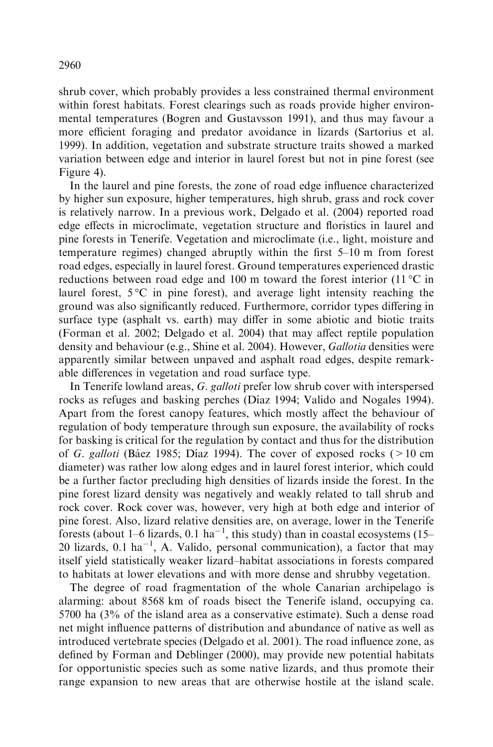shrub cover, which probably provides a less constrained thermal environment within forest habitats. Forest clearings such as roads provide higher environmental temperatures (Bogren and Gustavsson 1991), and thus may favour a more efficient foraging and predator avoidance in lizards (Sartorius et al. 1999). In addition, vegetation and substrate structure traits showed a marked variation between edge and interior in laurel forest but not in pine forest (see Figure 4).

In the laurel and pine forests, the zone of road edge influence characterized by higher sun exposure, higher temperatures, high shrub, grass and rock cover is relatively narrow. In a previous work, Delgado et al. (2004) reported road edge effects in microclimate, vegetation structure and floristics in laurel and pine forests in Tenerife. Vegetation and microclimate (i.e., light, moisture and temperature regimes) changed abruptly within the first 5–10 m from forest road edges, especially in laurel forest. Ground temperatures experienced drastic reductions between road edge and 100 m toward the forest interior (11 °C in laurel forest, 5 °C in pine forest), and average light intensity reaching the ground was also significantly reduced. Furthermore, corridor types differing in surface type (asphalt vs. earth) may differ in some abiotic and biotic traits (Forman et al. 2002; Delgado et al. 2004) that may affect reptile population density and behaviour (e.g., Shine et al. 2004). However, *Gallotia* densities were apparently similar between unpaved and asphalt road edges, despite remarkable differences in vegetation and road surface type.

In Tenerife lowland areas, *G. galloti* prefer low shrub cover with interspersed rocks as refuges and basking perches (Díaz 1994; Valido and Nogales 1994). Apart from the forest canopy features, which mostly affect the behaviour of regulation of body temperature through sun exposure, the availability of rocks for basking is critical for the regulation by contact and thus for the distribution of *G. galloti* (Báez 1985; Díaz 1994). The cover of exposed rocks ( > 10 cm diameter) was rather low along edges and in laurel forest interior, which could be a further factor precluding high densities of lizards inside the forest. In the pine forest lizard density was negatively and weakly related to tall shrub and rock cover. Rock cover was, however, very high at both edge and interior of pine forest. Also, lizard relative densities are, on average, lower in the Tenerife forests (about 1–6 lizards, 0.1 $ha^{-1}$, this study) than in coastal ecosystems (15–20 lizards, 0.1 $ha^{-1}$, A. Valido, personal communication), a factor that may itself yield statistically weaker lizard–habitat associations in forests compared to habitats at lower elevations and with more dense and shrubby vegetation.

The degree of road fragmentation of the whole Canarian archipelago is alarming: about 8568 km of roads bisect the Tenerife island, occupying ca. 5700 ha (3% of the island area as a conservative estimate). Such a dense road net might influence patterns of distribution and abundance of native as well as introduced vertebrate species (Delgado et al. 2001). The road influence zone, as defined by Forman and Deblinger (2000), may provide new potential habitats for opportunistic species such as some native lizards, and thus promote their range expansion to new areas that are otherwise hostile at the island scale.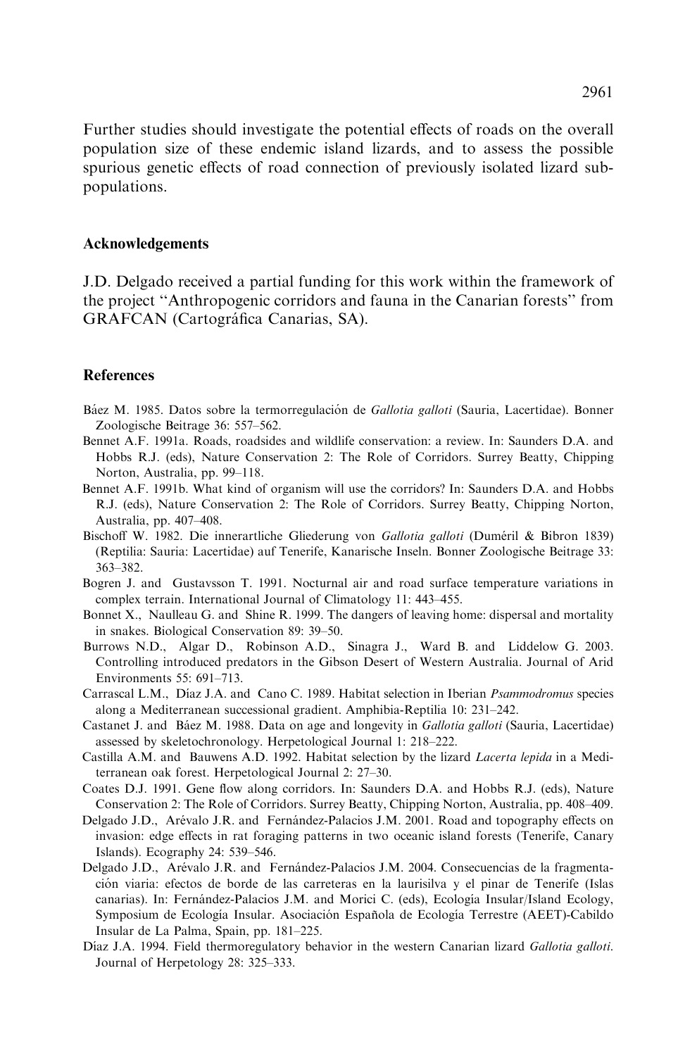Further studies should investigate the potential effects of roads on the overall population size of these endemic island lizards, and to assess the possible spurious genetic effects of road connection of previously isolated lizard subpopulations.

## Acknowledgements

J.D. Delgado received a partial funding for this work within the framework of the project ''Anthropogenic corridors and fauna in the Canarian forests'' from GRAFCAN (Cartográfica Canarias, SA).

## References

Báez M. 1985. Datos sobre la termorregulación de *Gallotia galloti* (Sauria, Lacertidae). Bonner Zoologische Beitrage 36: 557–562.

Bennet A.F. 1991a. Roads, roadsides and wildlife conservation: a review. In: Saunders D.A. and Hobbs R.J. (eds), Nature Conservation 2: The Role of Corridors. Surrey Beatty, Chipping Norton, Australia, pp. 99–118.

Bennet A.F. 1991b. What kind of organism will use the corridors? In: Saunders D.A. and Hobbs R.J. (eds), Nature Conservation 2: The Role of Corridors. Surrey Beatty, Chipping Norton, Australia, pp. 407–408.

Bischoff W. 1982. Die innerartliche Gliederung von *Gallotia galloti* (Duméril & Bibron 1839) (Reptilia: Sauria: Lacertidae) auf Tenerife, Kanarische Inseln. Bonner Zoologische Beitrage 33: 363–382.

Bogren J. and Gustavsson T. 1991. Nocturnal air and road surface temperature variations in complex terrain. International Journal of Climatology 11: 443–455.

Bonnet X., Naulleau G. and Shine R. 1999. The dangers of leaving home: dispersal and mortality in snakes. Biological Conservation 89: 39–50.

Burrows N.D., Algar D., Robinson A.D., Sinagra J., Ward B. and Liddelow G. 2003. Controlling introduced predators in the Gibson Desert of Western Australia. Journal of Arid Environments 55: 691–713.

Carrascal L.M., Díaz J.A. and Cano C. 1989. Habitat selection in Iberian *Psammodromus* species along a Mediterranean successional gradient. Amphibia-Reptilia 10: 231–242.

Castanet J. and Báez M. 1988. Data on age and longevity in *Gallotia galloti* (Sauria, Lacertidae) assessed by skeletochronology. Herpetological Journal 1: 218–222.

Castilla A.M. and Bauwens A.D. 1992. Habitat selection by the lizard *Lacerta lepida* in a Mediterranean oak forest. Herpetological Journal 2: 27–30.

Coates D.J. 1991. Gene flow along corridors. In: Saunders D.A. and Hobbs R.J. (eds), Nature Conservation 2: The Role of Corridors. Surrey Beatty, Chipping Norton, Australia, pp. 408–409.

Delgado J.D., Arévalo J.R. and Fernández-Palacios J.M. 2001. Road and topography effects on invasion: edge effects in rat foraging patterns in two oceanic island forests (Tenerife, Canary Islands). Ecography 24: 539–546.

Delgado J.D., Arévalo J.R. and Fernández-Palacios J.M. 2004. Consecuencias de la fragmentación viaria: efectos de borde de las carreteras en la laurisilva y el pinar de Tenerife (Islas canarias). In: Fernández-Palacios J.M. and Morici C. (eds), Ecología Insular/Island Ecology, Symposium de Ecología Insular. Asociación Española de Ecología Terrestre (AEET)-Cabildo Insular de La Palma, Spain, pp. 181–225.

Díaz J.A. 1994. Field thermoregulatory behavior in the western Canarian lizard *Gallotia galloti*. Journal of Herpetology 28: 325–333.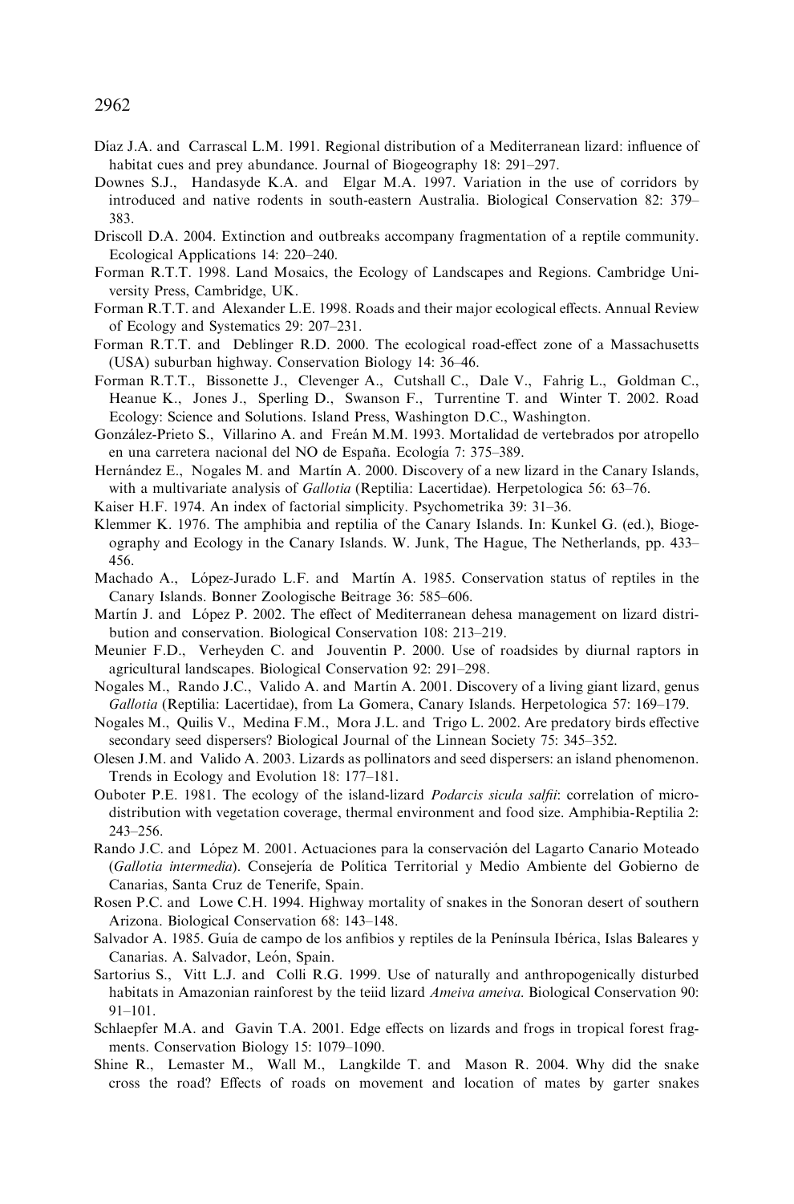Díaz J.A. and Carrascal L.M. 1991. Regional distribution of a Mediterranean lizard: influence of habitat cues and prey abundance. Journal of Biogeography 18: 291–297.

Downes S.J., Handasyde K.A. and Elgar M.A. 1997. Variation in the use of corridors by introduced and native rodents in south-eastern Australia. Biological Conservation 82: 379–383.

Driscoll D.A. 2004. Extinction and outbreaks accompany fragmentation of a reptile community. Ecological Applications 14: 220–240.

Forman R.T.T. 1998. Land Mosaics, the Ecology of Landscapes and Regions. Cambridge University Press, Cambridge, UK.

Forman R.T.T. and Alexander L.E. 1998. Roads and their major ecological effects. Annual Review of Ecology and Systematics 29: 207–231.

Forman R.T.T. and Deblinger R.D. 2000. The ecological road-effect zone of a Massachusetts (USA) suburban highway. Conservation Biology 14: 36–46.

Forman R.T.T., Bissonette J., Clevenger A., Cutshall C., Dale V., Fahrig L., Goldman C., Heanue K., Jones J., Sperling D., Swanson F., Turrentine T. and Winter T. 2002. Road Ecology: Science and Solutions. Island Press, Washington D.C., Washington.

González-Prieto S., Villarino A. and Freán M.M. 1993. Mortalidad de vertebrados por atropello en una carretera nacional del NO de España. Ecología 7: 375–389.

Hernández E., Nogales M. and Martín A. 2000. Discovery of a new lizard in the Canary Islands, with a multivariate analysis of *Gallotia* (Reptilia: Lacertidae). Herpetologica 56: 63–76.

Kaiser H.F. 1974. An index of factorial simplicity. Psychometrika 39: 31–36.

Klemmer K. 1976. The amphibia and reptilia of the Canary Islands. In: Kunkel G. (ed.), Biogeography and Ecology in the Canary Islands. W. Junk, The Hague, The Netherlands, pp. 433–456.

Machado A., López-Jurado L.F. and Martín A. 1985. Conservation status of reptiles in the Canary Islands. Bonner Zoologische Beitrage 36: 585–606.

Martín J. and López P. 2002. The effect of Mediterranean dehesa management on lizard distribution and conservation. Biological Conservation 108: 213–219.

Meunier F.D., Verheyden C. and Jouventin P. 2000. Use of roadsides by diurnal raptors in agricultural landscapes. Biological Conservation 92: 291–298.

Nogales M., Rando J.C., Valido A. and Martín A. 2001. Discovery of a living giant lizard, genus *Gallotia* (Reptilia: Lacertidae), from La Gomera, Canary Islands. Herpetologica 57: 169–179.

Nogales M., Quilis V., Medina F.M., Mora J.L. and Trigo L. 2002. Are predatory birds effective secondary seed dispersers? Biological Journal of the Linnean Society 75: 345–352.

Olesen J.M. and Valido A. 2003. Lizards as pollinators and seed dispersers: an island phenomenon. Trends in Ecology and Evolution 18: 177–181.

Ouboter P.E. 1981. The ecology of the island-lizard *Podarcis sicula salfii*: correlation of microdistribution with vegetation coverage, thermal environment and food size. Amphibia-Reptilia 2: 243–256.

Rando J.C. and López M. 2001. Actuaciones para la conservación del Lagarto Canario Moteado (*Gallotia intermedia*). Consejería de Política Territorial y Medio Ambiente del Gobierno de Canarias, Santa Cruz de Tenerife, Spain.

Rosen P.C. and Lowe C.H. 1994. Highway mortality of snakes in the Sonoran desert of southern Arizona. Biological Conservation 68: 143–148.

Salvador A. 1985. Guía de campo de los anfibios y reptiles de la Península Ibérica, Islas Baleares y Canarias. A. Salvador, León, Spain.

Sartorius S., Vitt L.J. and Colli R.G. 1999. Use of naturally and anthropogenically disturbed habitats in Amazonian rainforest by the teiid lizard *Ameiva ameiva*. Biological Conservation 90: 91–101.

Schlaepfer M.A. and Gavin T.A. 2001. Edge effects on lizards and frogs in tropical forest fragments. Conservation Biology 15: 1079–1090.

Shine R., Lemaster M., Wall M., Langkilde T. and Mason R. 2004. Why did the snake cross the road? Effects of roads on movement and location of mates by garter snakes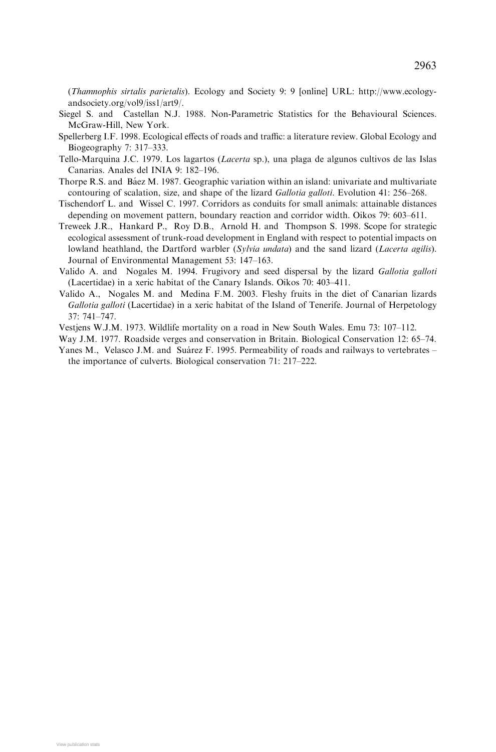(*Thamnophis sirtalis parietalis*). Ecology and Society 9: 9 [online] URL: http://www.ecology-andsociety.org/vol9/iss1/art9/.

Siegel S. and Castellan N.J. 1988. Non-Parametric Statistics for the Behavioural Sciences. McGraw-Hill, New York.

Spellerberg I.F. 1998. Ecological effects of roads and traffic: a literature review. Global Ecology and Biogeography 7: 317–333.

Tello-Marquina J.C. 1979. Los lagartos (*Lacerta* sp.), una plaga de algunos cultivos de las Islas Canarias. Anales del INIA 9: 182–196.

Thorpe R.S. and Báez M. 1987. Geographic variation within an island: univariate and multivariate contouring of scalation, size, and shape of the lizard *Gallotia galloti*. Evolution 41: 256–268.

Tischendorf L. and Wissel C. 1997. Corridors as conduits for small animals: attainable distances depending on movement pattern, boundary reaction and corridor width. Oikos 79: 603–611.

Treweek J.R., Hankard P., Roy D.B., Arnold H. and Thompson S. 1998. Scope for strategic ecological assessment of trunk-road development in England with respect to potential impacts on lowland heathland, the Dartford warbler (*Sylvia undata*) and the sand lizard (*Lacerta agilis*). Journal of Environmental Management 53: 147–163.

Valido A. and Nogales M. 1994. Frugivory and seed dispersal by the lizard *Gallotia galloti* (Lacertidae) in a xeric habitat of the Canary Islands. Oikos 70: 403–411.

Valido A., Nogales M. and Medina F.M. 2003. Fleshy fruits in the diet of Canarian lizards *Gallotia galloti* (Lacertidae) in a xeric habitat of the Island of Tenerife. Journal of Herpetology 37: 741–747.

Vestjens W.J.M. 1973. Wildlife mortality on a road in New South Wales. Emu 73: 107–112.

Way J.M. 1977. Roadside verges and conservation in Britain. Biological Conservation 12: 65–74.

Yanes M., Velasco J.M. and Suárez F. 1995. Permeability of roads and railways to vertebrates – the importance of culverts. Biological conservation 71: 217–222.